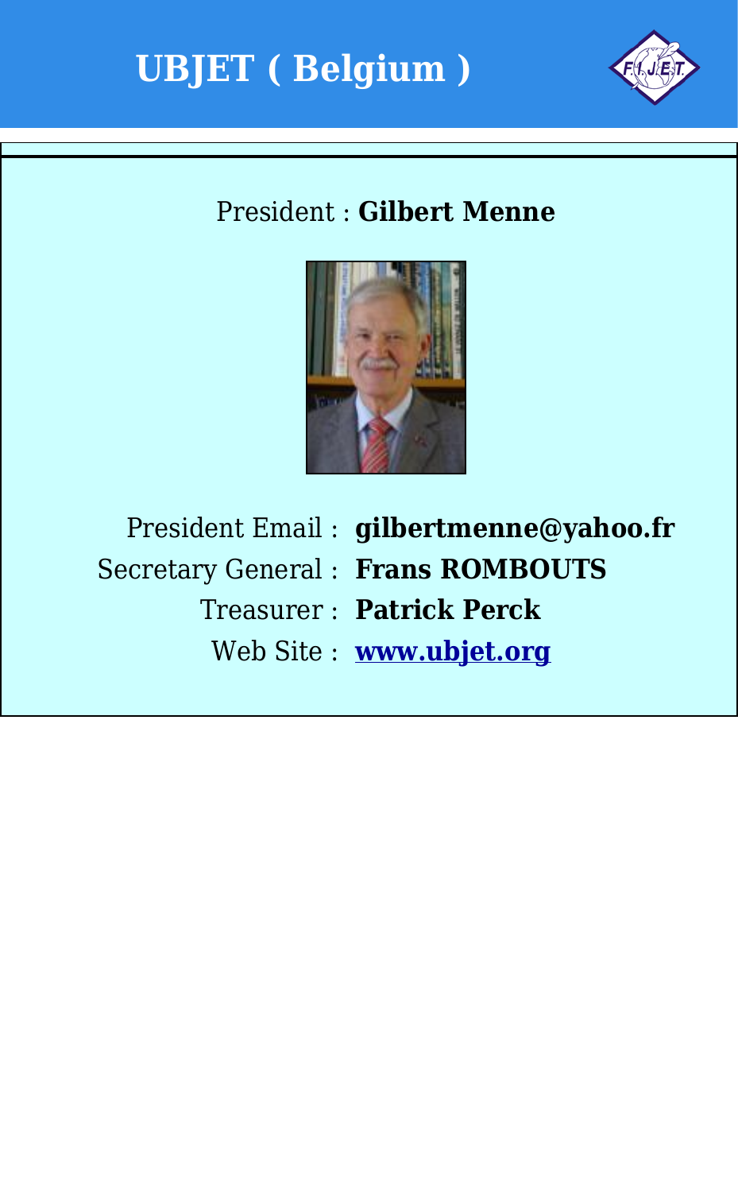# UBJET ( Belgium )

President : **Gilbert Menne**

| | |
|---|---|
| President Email : | **gilbertmenne@yahoo.fr** |
| Secretary General : | **Frans ROMBOUTS** |
| Treasurer : | **Patrick Perck** |
| Web Site : | **www.ubjet.org** |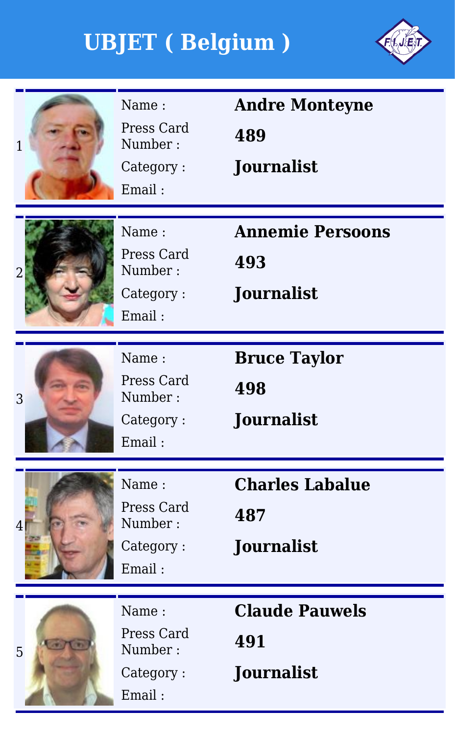# UBJET ( Belgium )

1

Name : **Andre Monteyne**
Press Card Number : **489**
Category : **Journalist**
Email :

2

Name : **Annemie Persoons**
Press Card Number : **493**
Category : **Journalist**
Email :

3

Name : **Bruce Taylor**
Press Card Number : **498**
Category : **Journalist**
Email :

4

Name : **Charles Labalue**
Press Card Number : **487**
Category : **Journalist**
Email :

5

Name : **Claude Pauwels**
Press Card Number : **491**
Category : **Journalist**
Email :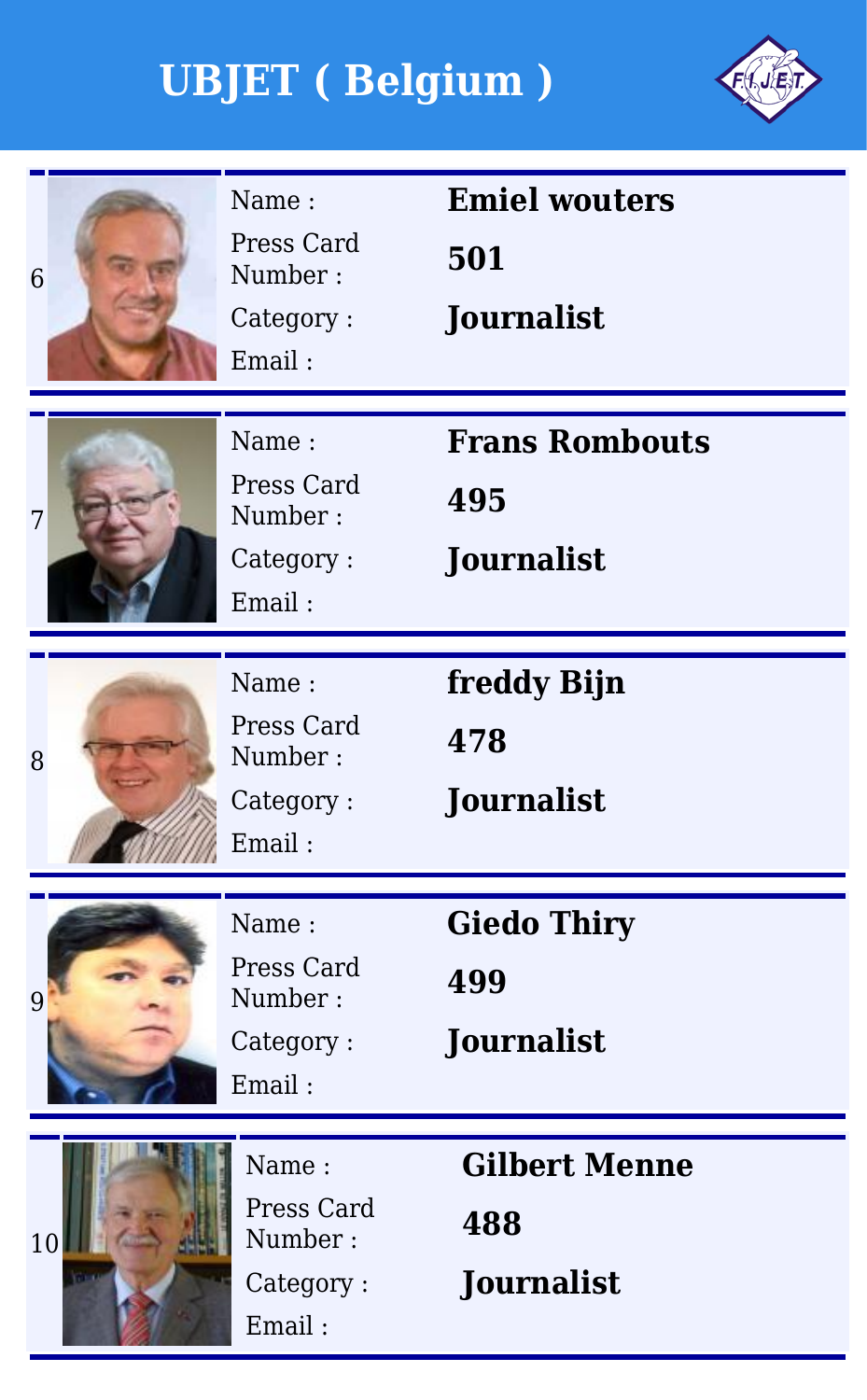# UBJET ( Belgium )

| # | Field | Value |
|---|---|---|
| 6 | Name : | **Emiel wouters** |
| | Press Card Number : | **501** |
| | Category : | **Journalist** |
| | Email : | |
| 7 | Name : | **Frans Rombouts** |
| | Press Card Number : | **495** |
| | Category : | **Journalist** |
| | Email : | |
| 8 | Name : | **freddy Bijn** |
| | Press Card Number : | **478** |
| | Category : | **Journalist** |
| | Email : | |
| 9 | Name : | **Giedo Thiry** |
| | Press Card Number : | **499** |
| | Category : | **Journalist** |
| | Email : | |
| 10 | Name : | **Gilbert Menne** |
| | Press Card Number : | **488** |
| | Category : | **Journalist** |
| | Email : | |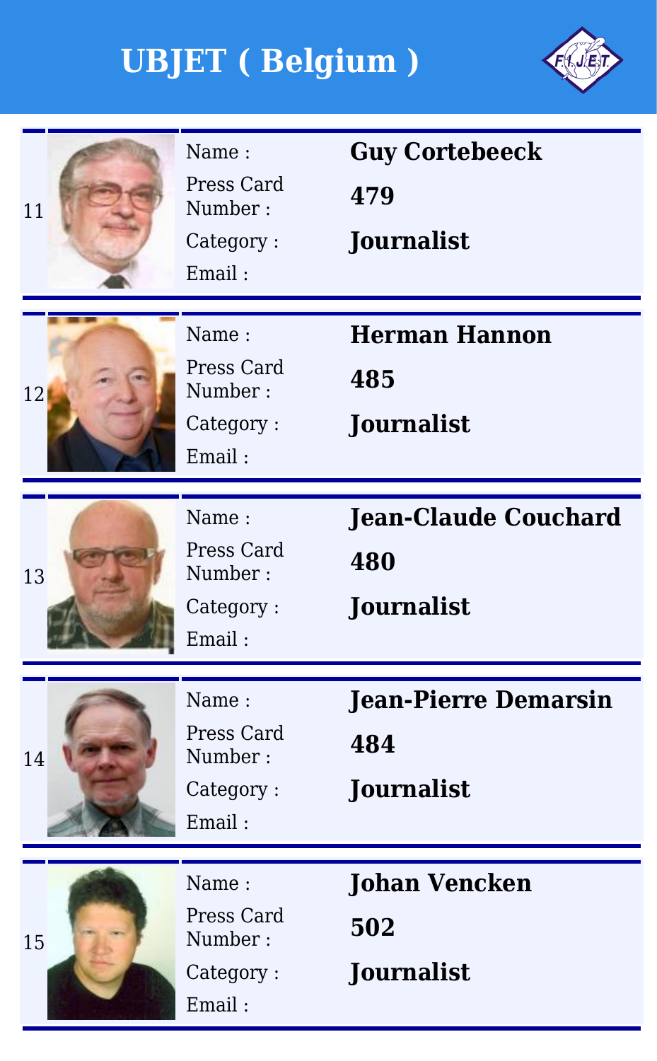# UBJET ( Belgium )

| # | Field | Value |
|---|---|---|
| 11 | Name : | **Guy Cortebeeck** |
| | Press Card Number : | **479** |
| | Category : | **Journalist** |
| | Email : | |
| 12 | Name : | **Herman Hannon** |
| | Press Card Number : | **485** |
| | Category : | **Journalist** |
| | Email : | |
| 13 | Name : | **Jean-Claude Couchard** |
| | Press Card Number : | **480** |
| | Category : | **Journalist** |
| | Email : | |
| 14 | Name : | **Jean-Pierre Demarsin** |
| | Press Card Number : | **484** |
| | Category : | **Journalist** |
| | Email : | |
| 15 | Name : | **Johan Vencken** |
| | Press Card Number : | **502** |
| | Category : | **Journalist** |
| | Email : | |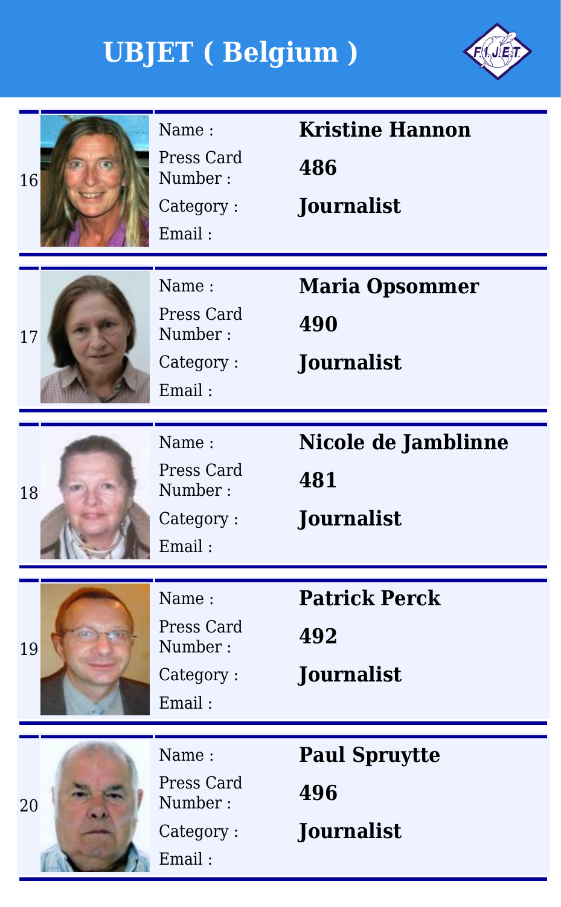# UBJET ( Belgium )

| # | Field | Value |
|---|---|---|
| 16 | Name : | **Kristine Hannon** |
| | Press Card Number : | **486** |
| | Category : | **Journalist** |
| | Email : | |
| 17 | Name : | **Maria Opsommer** |
| | Press Card Number : | **490** |
| | Category : | **Journalist** |
| | Email : | |
| 18 | Name : | **Nicole de Jamblinne** |
| | Press Card Number : | **481** |
| | Category : | **Journalist** |
| | Email : | |
| 19 | Name : | **Patrick Perck** |
| | Press Card Number : | **492** |
| | Category : | **Journalist** |
| | Email : | |
| 20 | Name : | **Paul Spruytte** |
| | Press Card Number : | **496** |
| | Category : | **Journalist** |
| | Email : | |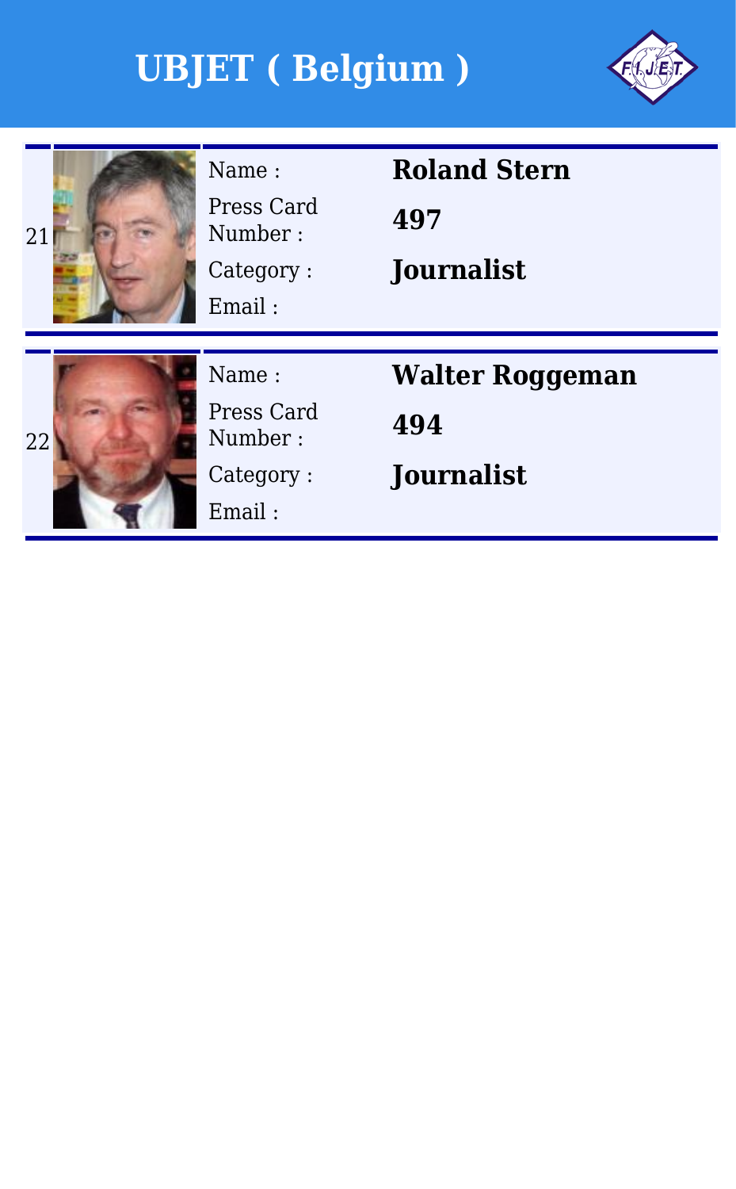# UBJET ( Belgium )

| | | | |
|---|---|---|---|
| 21 | Name : | **Roland Stern** | |
| | Press Card Number : | **497** | |
| | Category : | **Journalist** | |
| | Email : | | |
| 22 | Name : | **Walter Roggeman** | |
| | Press Card Number : | **494** | |
| | Category : | **Journalist** | |
| | Email : | | |